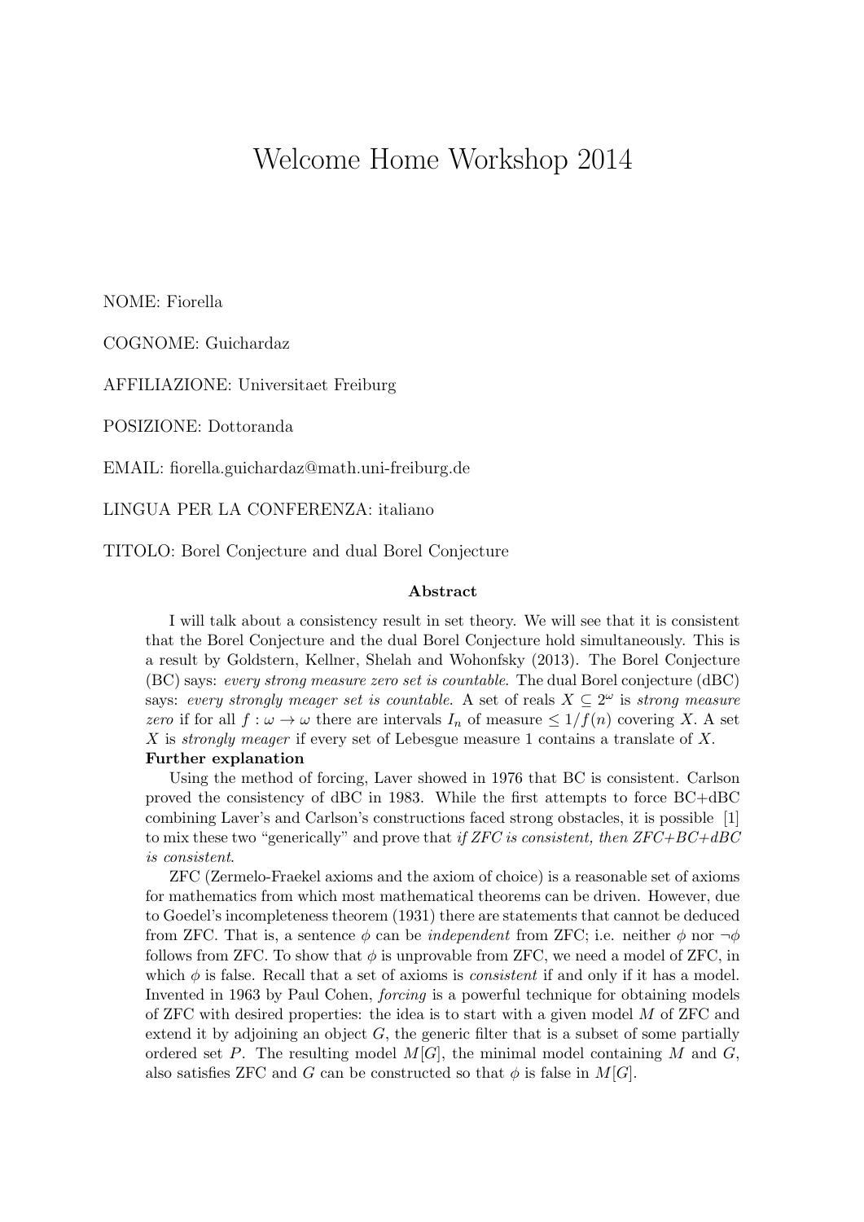# Welcome Home Workshop 2014

NOME: Fiorella

COGNOME: Guichardaz

AFFILIAZIONE: Universitaet Freiburg

POSIZIONE: Dottoranda

EMAIL: fiorella.guichardaz@math.uni-freiburg.de

LINGUA PER LA CONFERENZA: italiano

TITOLO: Borel Conjecture and dual Borel Conjecture

### Abstract

I will talk about a consistency result in set theory. We will see that it is consistent that the Borel Conjecture and the dual Borel Conjecture hold simultaneously. This is a result by Goldstern, Kellner, Shelah and Wohonfsky (2013). The Borel Conjecture (BC) says: *every strong measure zero set is countable.* The dual Borel conjecture (dBC) says: *every strongly meager set is countable.* A set of reals $X \subseteq 2^\omega$ is *strong measure zero* if for all $f : \omega \to \omega$ there are intervals $I_n$ of measure $\leq 1/f(n)$ covering $X$. A set $X$ is *strongly meager* if every set of Lebesgue measure 1 contains a translate of $X$.

**Further explanation**

Using the method of forcing, Laver showed in 1976 that BC is consistent. Carlson proved the consistency of dBC in 1983. While the first attempts to force BC+dBC combining Laver's and Carlson's constructions faced strong obstacles, it is possible [1] to mix these two "generically" and prove that *if ZFC is consistent, then ZFC+BC+dBC is consistent*.

ZFC (Zermelo-Fraekel axioms and the axiom of choice) is a reasonable set of axioms for mathematics from which most mathematical theorems can be driven. However, due to Goedel's incompleteness theorem (1931) there are statements that cannot be deduced from ZFC. That is, a sentence $\phi$ can be *independent* from ZFC; i.e. neither $\phi$ nor $\neg\phi$ follows from ZFC. To show that $\phi$ is unprovable from ZFC, we need a model of ZFC, in which $\phi$ is false. Recall that a set of axioms is *consistent* if and only if it has a model. Invented in 1963 by Paul Cohen, *forcing* is a powerful technique for obtaining models of ZFC with desired properties: the idea is to start with a given model $M$ of ZFC and extend it by adjoining an object $G$, the generic filter that is a subset of some partially ordered set $P$. The resulting model $M[G]$, the minimal model containing $M$ and $G$, also satisfies ZFC and $G$ can be constructed so that $\phi$ is false in $M[G]$.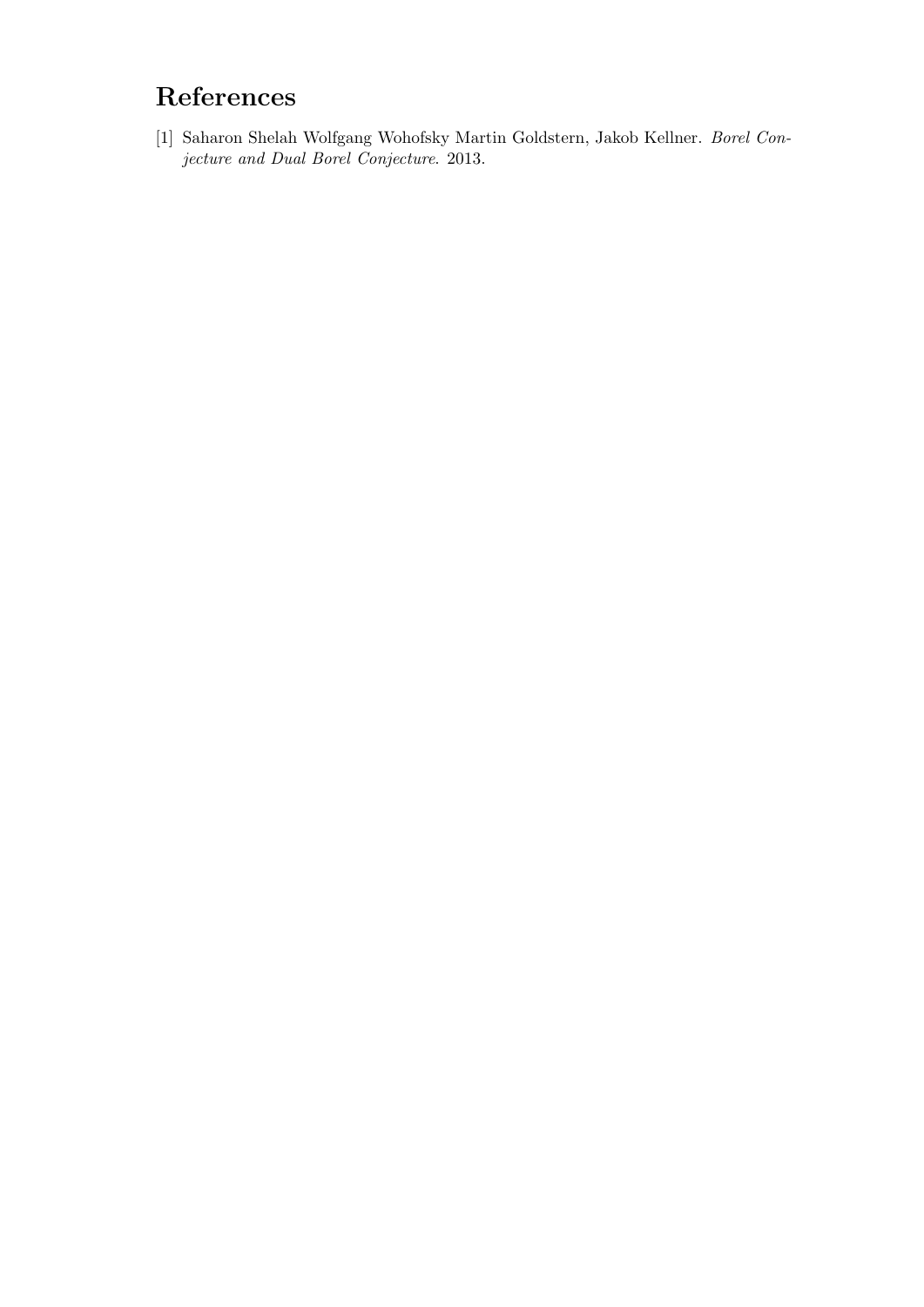# References

[1] Saharon Shelah Wolfgang Wohofsky Martin Goldstern, Jakob Kellner. *Borel Conjecture and Dual Borel Conjecture*. 2013.